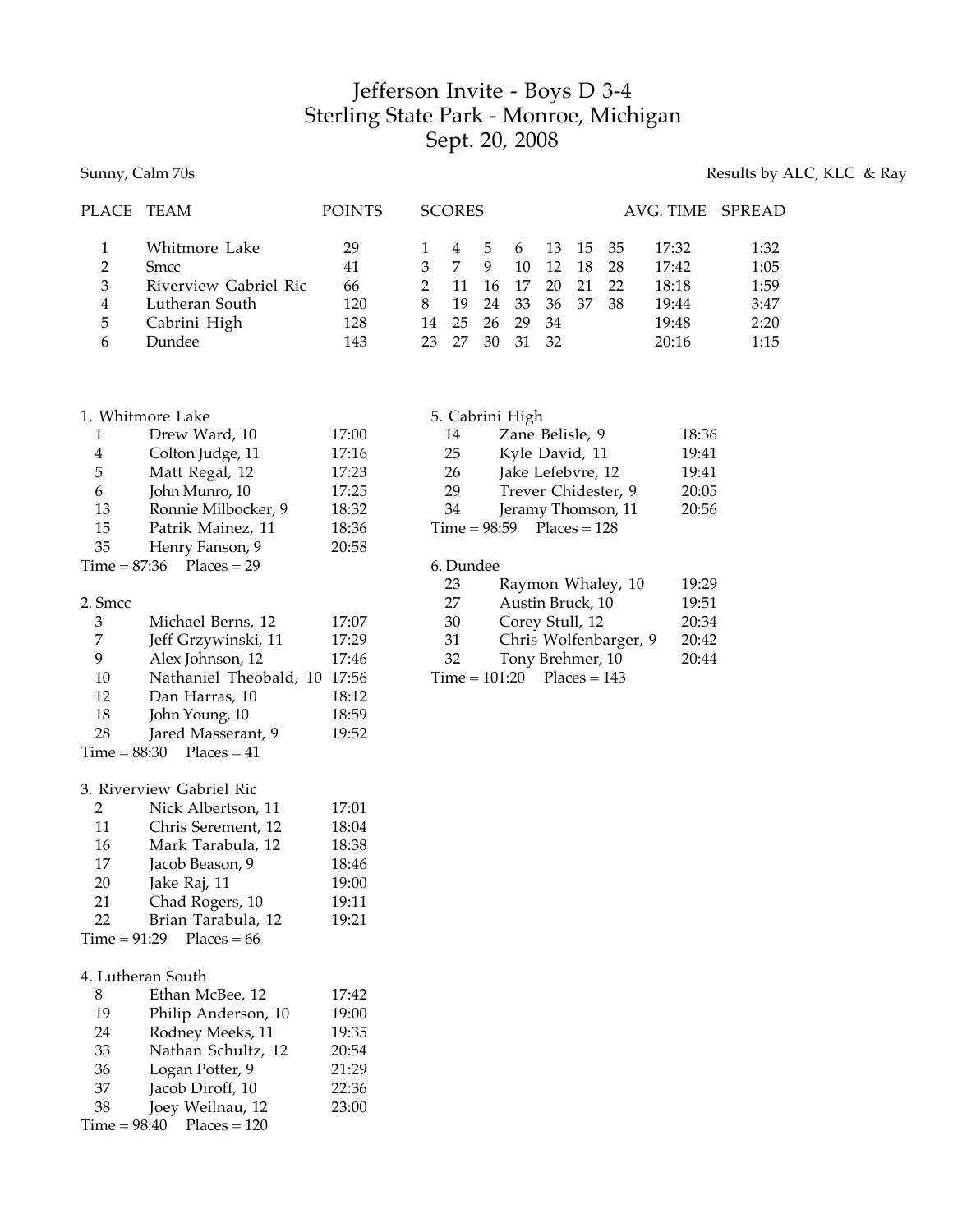# Jefferson Invite - Boys D 3-4
## Sterling State Park - Monroe, Michigan
## Sept. 20, 2008

Sunny, Calm 70s

Results by ALC, KLC & Ray

| PLACE | TEAM | POINTS | SCORES | | | | | | | AVG. TIME | SPREAD |
|---|---|---|---|---|---|---|---|---|---|---|---|
| 1 | Whitmore Lake | 29 | 1 | 4 | 5 | 6 | 13 | 15 | 35 | 17:32 | 1:32 |
| 2 | Smcc | 41 | 3 | 7 | 9 | 10 | 12 | 18 | 28 | 17:42 | 1:05 |
| 3 | Riverview Gabriel Ric | 66 | 2 | 11 | 16 | 17 | 20 | 21 | 22 | 18:18 | 1:59 |
| 4 | Lutheran South | 120 | 8 | 19 | 24 | 33 | 36 | 37 | 38 | 19:44 | 3:47 |
| 5 | Cabrini High | 128 | 14 | 25 | 26 | 29 | 34 | | | 19:48 | 2:20 |
| 6 | Dundee | 143 | 23 | 27 | 30 | 31 | 32 | | | 20:16 | 1:15 |

1. Whitmore Lake

| Place | Name | Time |
|---|---|---|
| 1 | Drew Ward, 10 | 17:00 |
| 4 | Colton Judge, 11 | 17:16 |
| 5 | Matt Regal, 12 | 17:23 |
| 6 | John Munro, 10 | 17:25 |
| 13 | Ronnie Milbocker, 9 | 18:32 |
| 15 | Patrik Mainez, 11 | 18:36 |
| 35 | Henry Fanson, 9 | 20:58 |

Time = 87:36 Places = 29

2. Smcc

| Place | Name | Time |
|---|---|---|
| 3 | Michael Berns, 12 | 17:07 |
| 7 | Jeff Grzywinski, 11 | 17:29 |
| 9 | Alex Johnson, 12 | 17:46 |
| 10 | Nathaniel Theobald, 10 | 17:56 |
| 12 | Dan Harras, 10 | 18:12 |
| 18 | John Young, 10 | 18:59 |
| 28 | Jared Masserant, 9 | 19:52 |

Time = 88:30 Places = 41

3. Riverview Gabriel Ric

| Place | Name | Time |
|---|---|---|
| 2 | Nick Albertson, 11 | 17:01 |
| 11 | Chris Serement, 12 | 18:04 |
| 16 | Mark Tarabula, 12 | 18:38 |
| 17 | Jacob Beason, 9 | 18:46 |
| 20 | Jake Raj, 11 | 19:00 |
| 21 | Chad Rogers, 10 | 19:11 |
| 22 | Brian Tarabula, 12 | 19:21 |

Time = 91:29 Places = 66

4. Lutheran South

| Place | Name | Time |
|---|---|---|
| 8 | Ethan McBee, 12 | 17:42 |
| 19 | Philip Anderson, 10 | 19:00 |
| 24 | Rodney Meeks, 11 | 19:35 |
| 33 | Nathan Schultz, 12 | 20:54 |
| 36 | Logan Potter, 9 | 21:29 |
| 37 | Jacob Diroff, 10 | 22:36 |
| 38 | Joey Weilnau, 12 | 23:00 |

Time = 98:40 Places = 120

5. Cabrini High

| Place | Name | Time |
|---|---|---|
| 14 | Zane Belisle, 9 | 18:36 |
| 25 | Kyle David, 11 | 19:41 |
| 26 | Jake Lefebvre, 12 | 19:41 |
| 29 | Trever Chidester, 9 | 20:05 |
| 34 | Jeramy Thomson, 11 | 20:56 |

Time = 98:59 Places = 128

6. Dundee

| Place | Name | Time |
|---|---|---|
| 23 | Raymon Whaley, 10 | 19:29 |
| 27 | Austin Bruck, 10 | 19:51 |
| 30 | Corey Stull, 12 | 20:34 |
| 31 | Chris Wolfenbarger, 9 | 20:42 |
| 32 | Tony Brehmer, 10 | 20:44 |

Time = 101:20 Places = 143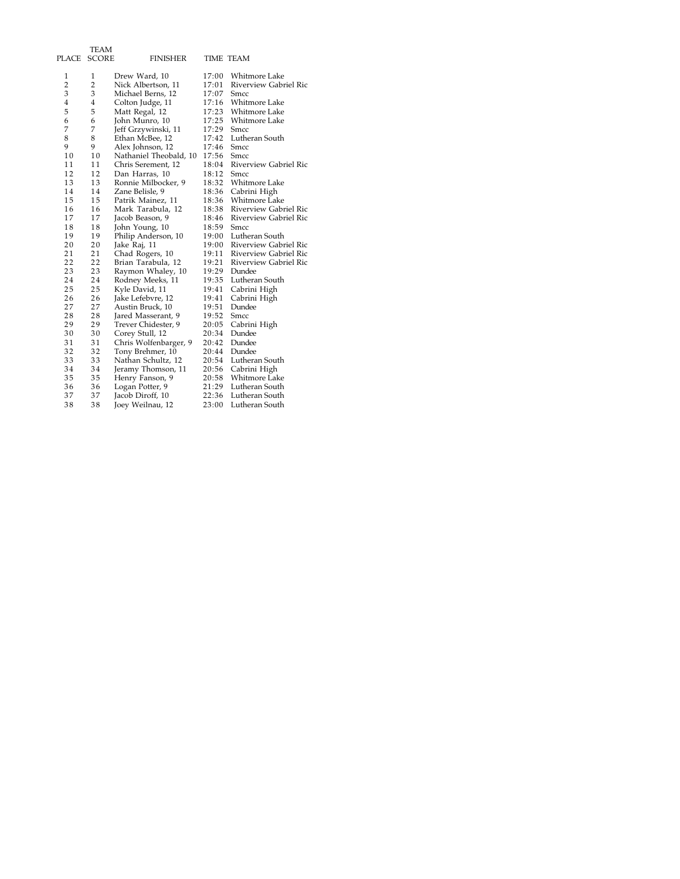| PLACE | TEAM SCORE | FINISHER | TIME | TEAM |
|---|---|---|---|---|
| 1 | 1 | Drew Ward, 10 | 17:00 | Whitmore Lake |
| 2 | 2 | Nick Albertson, 11 | 17:01 | Riverview Gabriel Ric |
| 3 | 3 | Michael Berns, 12 | 17:07 | Smcc |
| 4 | 4 | Colton Judge, 11 | 17:16 | Whitmore Lake |
| 5 | 5 | Matt Regal, 12 | 17:23 | Whitmore Lake |
| 6 | 6 | John Munro, 10 | 17:25 | Whitmore Lake |
| 7 | 7 | Jeff Grzywinski, 11 | 17:29 | Smcc |
| 8 | 8 | Ethan McBee, 12 | 17:42 | Lutheran South |
| 9 | 9 | Alex Johnson, 12 | 17:46 | Smcc |
| 10 | 10 | Nathaniel Theobald, 10 | 17:56 | Smcc |
| 11 | 11 | Chris Serement, 12 | 18:04 | Riverview Gabriel Ric |
| 12 | 12 | Dan Harras, 10 | 18:12 | Smcc |
| 13 | 13 | Ronnie Milbocker, 9 | 18:32 | Whitmore Lake |
| 14 | 14 | Zane Belisle, 9 | 18:36 | Cabrini High |
| 15 | 15 | Patrik Mainez, 11 | 18:36 | Whitmore Lake |
| 16 | 16 | Mark Tarabula, 12 | 18:38 | Riverview Gabriel Ric |
| 17 | 17 | Jacob Beason, 9 | 18:46 | Riverview Gabriel Ric |
| 18 | 18 | John Young, 10 | 18:59 | Smcc |
| 19 | 19 | Philip Anderson, 10 | 19:00 | Lutheran South |
| 20 | 20 | Jake Raj, 11 | 19:00 | Riverview Gabriel Ric |
| 21 | 21 | Chad Rogers, 10 | 19:11 | Riverview Gabriel Ric |
| 22 | 22 | Brian Tarabula, 12 | 19:21 | Riverview Gabriel Ric |
| 23 | 23 | Raymon Whaley, 10 | 19:29 | Dundee |
| 24 | 24 | Rodney Meeks, 11 | 19:35 | Lutheran South |
| 25 | 25 | Kyle David, 11 | 19:41 | Cabrini High |
| 26 | 26 | Jake Lefebvre, 12 | 19:41 | Cabrini High |
| 27 | 27 | Austin Bruck, 10 | 19:51 | Dundee |
| 28 | 28 | Jared Masserant, 9 | 19:52 | Smcc |
| 29 | 29 | Trever Chidester, 9 | 20:05 | Cabrini High |
| 30 | 30 | Corey Stull, 12 | 20:34 | Dundee |
| 31 | 31 | Chris Wolfenbarger, 9 | 20:42 | Dundee |
| 32 | 32 | Tony Brehmer, 10 | 20:44 | Dundee |
| 33 | 33 | Nathan Schultz, 12 | 20:54 | Lutheran South |
| 34 | 34 | Jeramy Thomson, 11 | 20:56 | Cabrini High |
| 35 | 35 | Henry Fanson, 9 | 20:58 | Whitmore Lake |
| 36 | 36 | Logan Potter, 9 | 21:29 | Lutheran South |
| 37 | 37 | Jacob Diroff, 10 | 22:36 | Lutheran South |
| 38 | 38 | Joey Weilnau, 12 | 23:00 | Lutheran South |